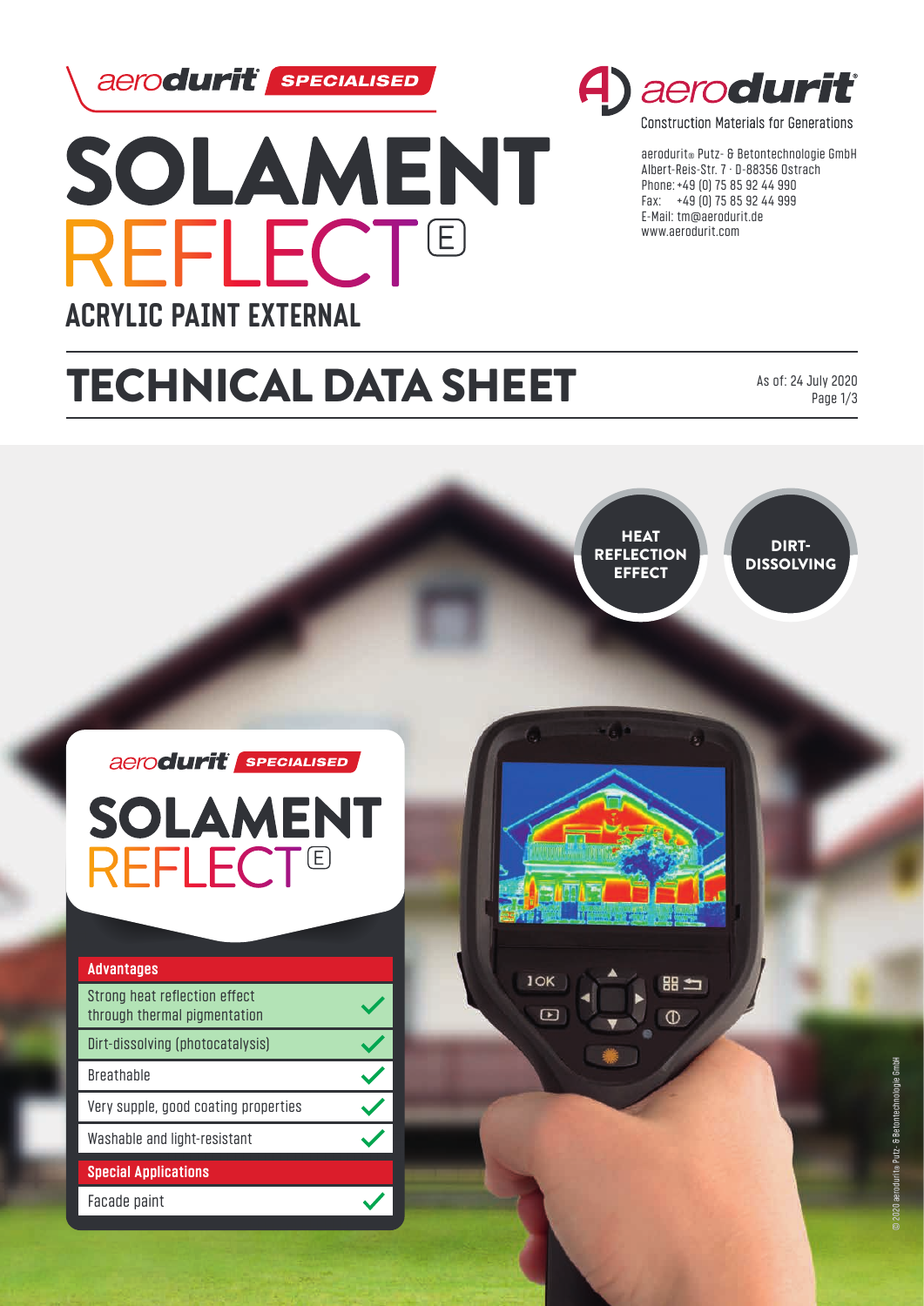aerodurit SPECIALISED

# SOLAMENT REFLECT E

## ACRYLIC PAINT EXTERNAL

aerodurit Construction Materials for Generations

aerodurit® Putz- & Betontechnologie GmbH
Albert-Reis-Str. 7 · D-88356 Ostrach
Phone: +49 (0) 75 85 92 44 990
Fax: +49 (0) 75 85 92 44 999
E-Mail: tm@aerodurit.de
www.aerodurit.com

# TECHNICAL DATA SHEET

As of: 24 July 2020

HEAT REFLECTION EFFECT

DIRT-DISSOLVING

aerodurit SPECIALISED

SOLAMENT REFLECT E

| Advantages | |
|---|---|
| Strong heat reflection effect through thermal pigmentation | ✓ |
| Dirt-dissolving (photocatalysis) | ✓ |
| Breathable | ✓ |
| Very supple, good coating properties | ✓ |
| Washable and light-resistant | ✓ |
| **Special Applications** | |
| Facade paint | ✓ |

© 2020 aerodurit® Putz- & Betontechnologie GmbH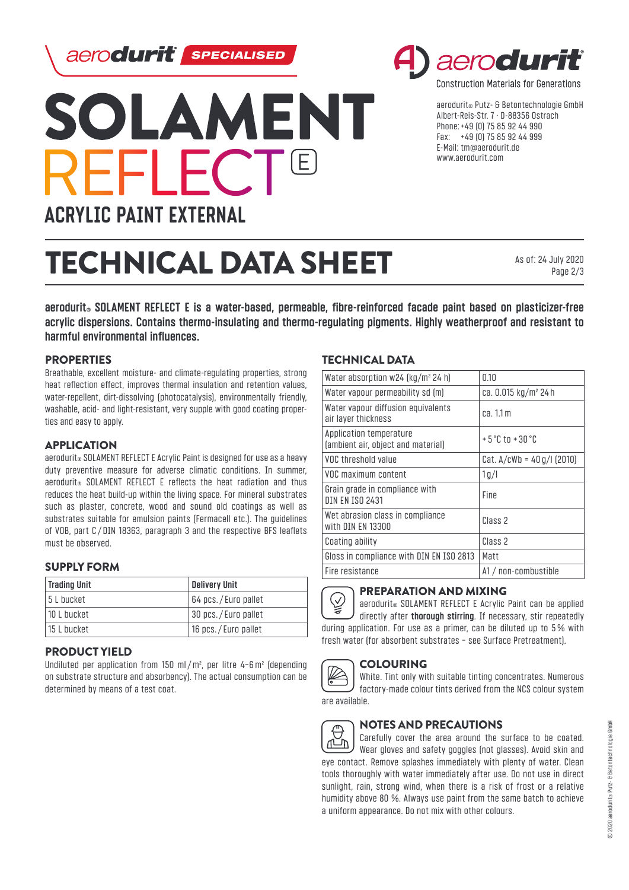aerodurit SPECIALISED

# SOLAMENT REFLECT E

## ACRYLIC PAINT EXTERNAL

aerodurit Construction Materials for Generations

aerodurit® Putz- & Betontechnologie GmbH
Albert-Reis-Str. 7 · D-88356 Ostrach
Phone: +49 (0) 75 85 92 44 990
Fax: +49 (0) 75 85 92 44 999
E-Mail: tm@aerodurit.de
www.aerodurit.com

# TECHNICAL DATA SHEET

As of: 24 July 2020

**aerodurit® SOLAMENT REFLECT E is a water-based, permeable, fibre-reinforced facade paint based on plasticizer-free acrylic dispersions. Contains thermo-insulating and thermo-regulating pigments. Highly weatherproof and resistant to harmful environmental influences.**

## PROPERTIES

Breathable, excellent moisture- and climate-regulating properties, strong heat reflection effect, improves thermal insulation and retention values, water-repellent, dirt-dissolving (photocatalysis), environmentally friendly, washable, acid- and light-resistant, very supple with good coating properties and easy to apply.

## APPLICATION

aerodurit® SOLAMENT REFLECT E Acrylic Paint is designed for use as a heavy duty preventive measure for adverse climatic conditions. In summer, aerodurit® SOLAMENT REFLECT E reflects the heat radiation and thus reduces the heat build-up within the living space. For mineral substrates such as plaster, concrete, wood and sound old coatings as well as substrates suitable for emulsion paints (Fermacell etc.). The guidelines of VOB, part C / DIN 18363, paragraph 3 and the respective BFS leaflets must be observed.

## SUPPLY FORM

| Trading Unit | Delivery Unit |
|---|---|
| 5 L bucket | 64 pcs. / Euro pallet |
| 10 L bucket | 30 pcs. / Euro pallet |
| 15 L bucket | 16 pcs. / Euro pallet |

## PRODUCT YIELD

Undiluted per application from 150 ml / m², per litre 4–6 m² (depending on substrate structure and absorbency). The actual consumption can be determined by means of a test coat.

## TECHNICAL DATA

| | |
|---|---|
| Water absorption w24 (kg/m² 24 h) | 0.10 |
| Water vapour permeability sd (m) | ca. 0.015 kg/m² 24 h |
| Water vapour diffusion equivalents air layer thickness | ca. 1.1 m |
| Application temperature (ambient air, object and material) | + 5 °C to + 30 °C |
| VOC threshold value | Cat. A/cWb = 40 g/l (2010) |
| VOC maximum content | 1 g/l |
| Grain grade in compliance with DIN EN ISO 2431 | Fine |
| Wet abrasion class in compliance with DIN EN 13300 | Class 2 |
| Coating ability | Class 2 |
| Gloss in compliance with DIN EN ISO 2813 | Matt |
| Fire resistance | A1 / non-combustible |

## PREPARATION AND MIXING

aerodurit® SOLAMENT REFLECT E Acrylic Paint can be applied directly after **thorough stirring**. If necessary, stir repeatedly during application. For use as a primer, can be diluted up to 5 % with fresh water (for absorbent substrates – see Surface Pretreatment).

## COLOURING

White. Tint only with suitable tinting concentrates. Numerous factory-made colour tints derived from the NCS colour system are available.

## NOTES AND PRECAUTIONS

Carefully cover the area around the surface to be coated. Wear gloves and safety goggles (not glasses). Avoid skin and eye contact. Remove splashes immediately with plenty of water. Clean tools thoroughly with water immediately after use. Do not use in direct sunlight, rain, strong wind, when there is a risk of frost or a relative humidity above 80 %. Always use paint from the same batch to achieve a uniform appearance. Do not mix with other colours.

© 2020 aerodurit® Putz- & Betontechnologie GmbH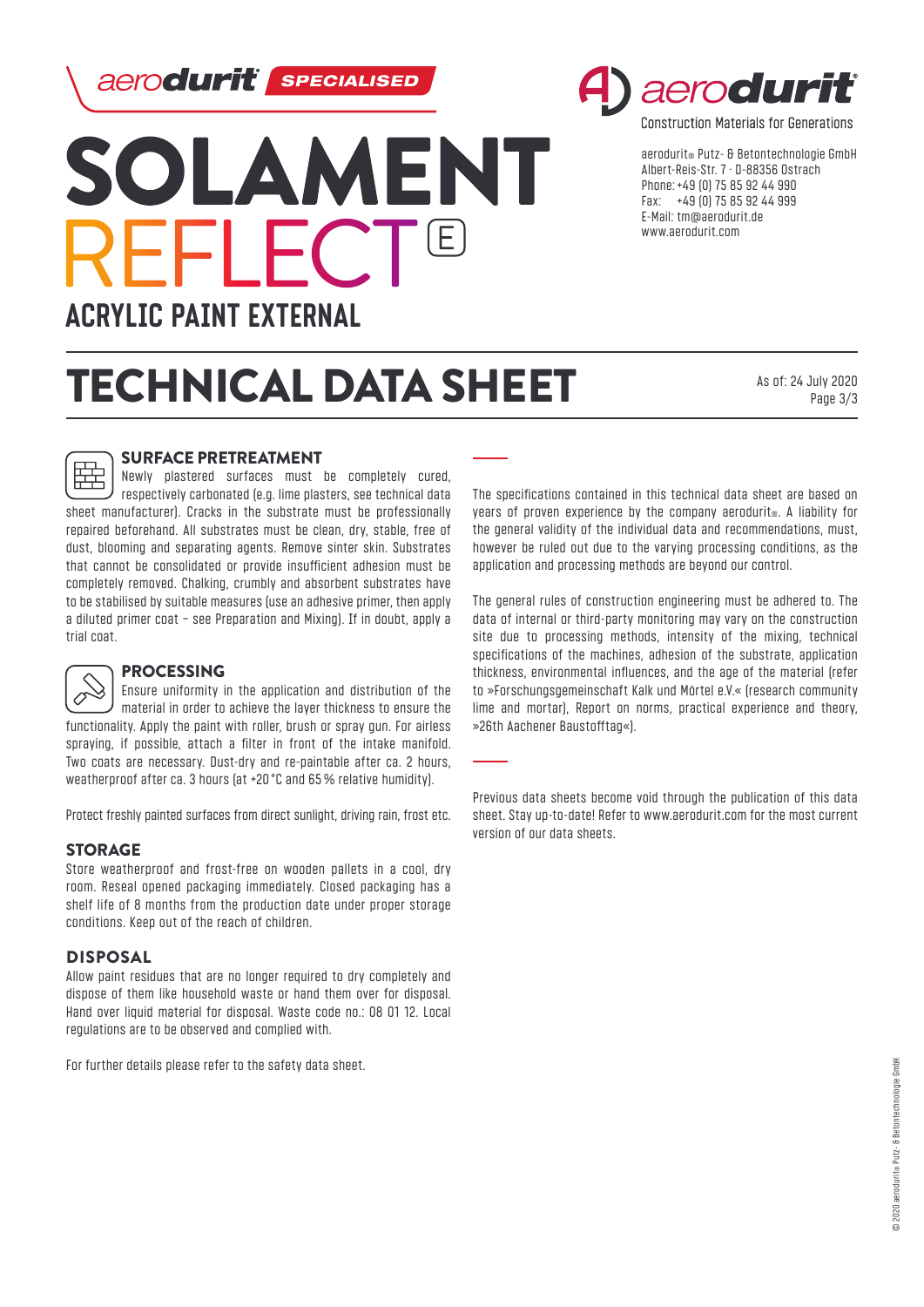aerodurit SPECIALISED

# SOLAMENT REFLECT (E)

## ACRYLIC PAINT EXTERNAL

aerodurit Construction Materials for Generations

aerodurit® Putz- & Betontechnologie GmbH
Albert-Reis-Str. 7 · D-88356 Ostrach
Phone: +49 (0) 75 85 92 44 990
Fax: +49 (0) 75 85 92 44 999
E-Mail: tm@aerodurit.de
www.aerodurit.com

# TECHNICAL DATA SHEET

As of: 24 July 2020

### SURFACE PRETREATMENT

Newly plastered surfaces must be completely cured, respectively carbonated (e.g. lime plasters, see technical data sheet manufacturer). Cracks in the substrate must be professionally repaired beforehand. All substrates must be clean, dry, stable, free of dust, blooming and separating agents. Remove sinter skin. Substrates that cannot be consolidated or provide insufficient adhesion must be completely removed. Chalking, crumbly and absorbent substrates have to be stabilised by suitable measures (use an adhesive primer, then apply a diluted primer coat – see Preparation and Mixing). If in doubt, apply a trial coat.

### PROCESSING

Ensure uniformity in the application and distribution of the material in order to achieve the layer thickness to ensure the functionality. Apply the paint with roller, brush or spray gun. For airless spraying, if possible, attach a filter in front of the intake manifold. Two coats are necessary. Dust-dry and re-paintable after ca. 2 hours, weatherproof after ca. 3 hours (at +20 °C and 65 % relative humidity).

Protect freshly painted surfaces from direct sunlight, driving rain, frost etc.

### STORAGE

Store weatherproof and frost-free on wooden pallets in a cool, dry room. Reseal opened packaging immediately. Closed packaging has a shelf life of 8 months from the production date under proper storage conditions. Keep out of the reach of children.

### DISPOSAL

Allow paint residues that are no longer required to dry completely and dispose of them like household waste or hand them over for disposal. Hand over liquid material for disposal. Waste code no.: 08 01 12. Local regulations are to be observed and complied with.

For further details please refer to the safety data sheet.

The specifications contained in this technical data sheet are based on years of proven experience by the company aerodurit®. A liability for the general validity of the individual data and recommendations, must, however be ruled out due to the varying processing conditions, as the application and processing methods are beyond our control.

The general rules of construction engineering must be adhered to. The data of internal or third-party monitoring may vary on the construction site due to processing methods, intensity of the mixing, technical specifications of the machines, adhesion of the substrate, application thickness, environmental influences, and the age of the material (refer to »Forschungsgemeinschaft Kalk und Mörtel e.V.« (research community lime and mortar), Report on norms, practical experience and theory, »26th Aachener Baustofftag«).

Previous data sheets become void through the publication of this data sheet. Stay up-to-date! Refer to www.aerodurit.com for the most current version of our data sheets.

© 2020 aerodurit® Putz- & Betontechnologie GmbH